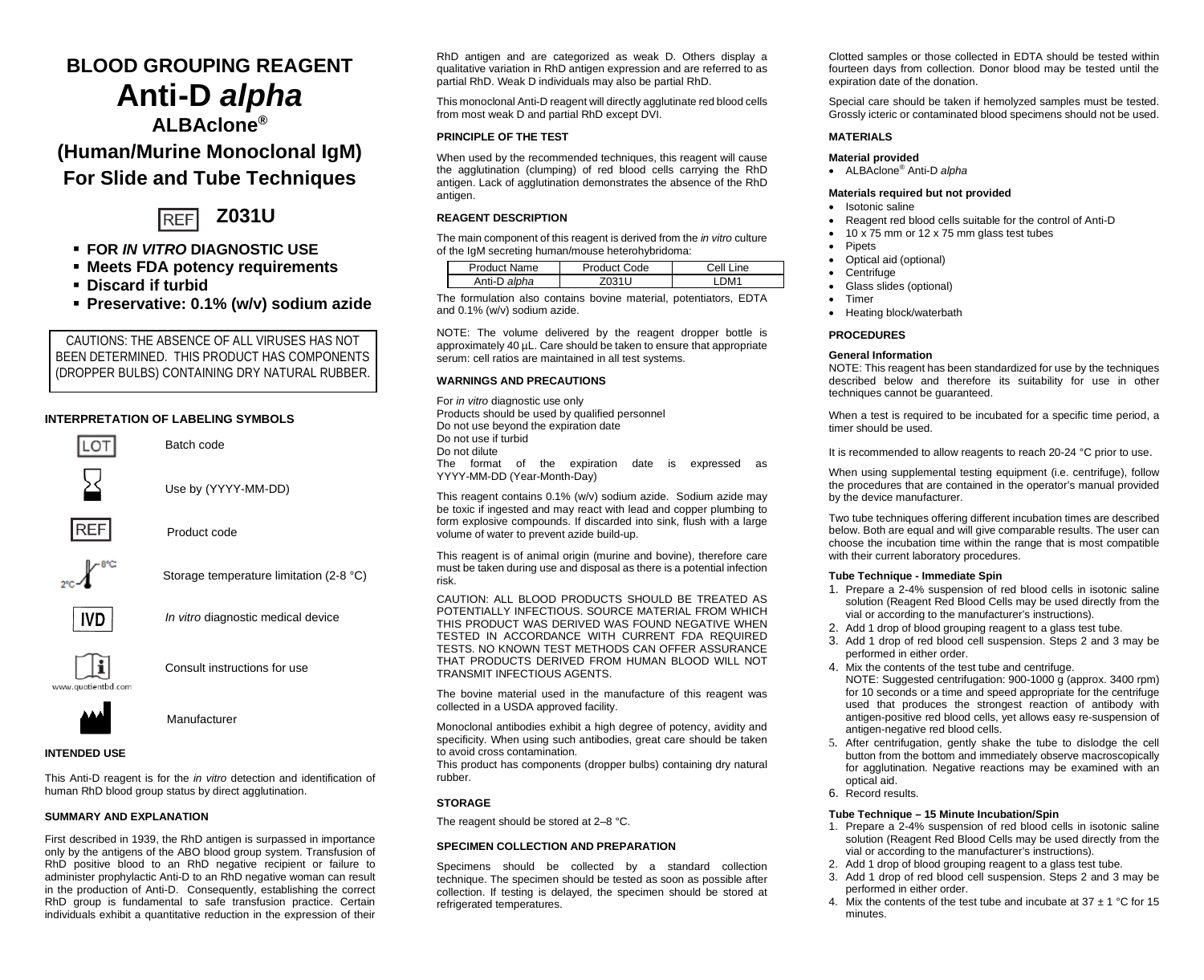# BLOOD GROUPING REAGENT

# Anti-D *alpha*

## ALBAclone®

## (Human/Murine Monoclonal IgM)

## For Slide and Tube Techniques

REF **Z031U**

- **FOR *IN VITRO* DIAGNOSTIC USE**
- **Meets FDA potency requirements**
- **Discard if turbid**
- **Preservative: 0.1% (w/v) sodium azide**

CAUTIONS: THE ABSENCE OF ALL VIRUSES HAS NOT BEEN DETERMINED. THIS PRODUCT HAS COMPONENTS (DROPPER BULBS) CONTAINING DRY NATURAL RUBBER.

### INTERPRETATION OF LABELING SYMBOLS

| Symbol | Meaning |
|---|---|
| LOT | Batch code |
| (hourglass) | Use by (YYYY-MM-DD) |
| REF | Product code |
| 2°C – 8°C | Storage temperature limitation (2-8 °C) |
| IVD | *In vitro* diagnostic medical device |
| (i) www.quotientbd.com | Consult instructions for use |
| (factory) | Manufacturer |

### INTENDED USE

This Anti-D reagent is for the *in vitro* detection and identification of human RhD blood group status by direct agglutination.

### SUMMARY AND EXPLANATION

First described in 1939, the RhD antigen is surpassed in importance only by the antigens of the ABO blood group system. Transfusion of RhD positive blood to an RhD negative recipient or failure to administer prophylactic Anti-D to an RhD negative woman can result in the production of Anti-D. Consequently, establishing the correct RhD group is fundamental to safe transfusion practice. Certain individuals exhibit a quantitative reduction in the expression of their RhD antigen and are categorized as weak D. Others display a qualitative variation in RhD antigen expression and are referred to as partial RhD. Weak D individuals may also be partial RhD.

This monoclonal Anti-D reagent will directly agglutinate red blood cells from most weak D and partial RhD except DVI.

### PRINCIPLE OF THE TEST

When used by the recommended techniques, this reagent will cause the agglutination (clumping) of red blood cells carrying the RhD antigen. Lack of agglutination demonstrates the absence of the RhD antigen.

### REAGENT DESCRIPTION

The main component of this reagent is derived from the *in vitro* culture of the IgM secreting human/mouse heterohybridoma:

| Product Name | Product Code | Cell Line |
|---|---|---|
| Anti-D *alpha* | Z031U | LDM1 |

The formulation also contains bovine material, potentiators, EDTA and 0.1% (w/v) sodium azide.

NOTE: The volume delivered by the reagent dropper bottle is approximately 40 µL. Care should be taken to ensure that appropriate serum: cell ratios are maintained in all test systems.

### WARNINGS AND PRECAUTIONS

For *in vitro* diagnostic use only
Products should be used by qualified personnel
Do not use beyond the expiration date
Do not use if turbid
Do not dilute
The format of the expiration date is expressed as YYYY-MM-DD (Year-Month-Day)

This reagent contains 0.1% (w/v) sodium azide. Sodium azide may be toxic if ingested and may react with lead and copper plumbing to form explosive compounds. If discarded into sink, flush with a large volume of water to prevent azide build-up.

This reagent is of animal origin (murine and bovine), therefore care must be taken during use and disposal as there is a potential infection risk.

CAUTION: ALL BLOOD PRODUCTS SHOULD BE TREATED AS POTENTIALLY INFECTIOUS. SOURCE MATERIAL FROM WHICH THIS PRODUCT WAS DERIVED WAS FOUND NEGATIVE WHEN TESTED IN ACCORDANCE WITH CURRENT FDA REQUIRED TESTS. NO KNOWN TEST METHODS CAN OFFER ASSURANCE THAT PRODUCTS DERIVED FROM HUMAN BLOOD WILL NOT TRANSMIT INFECTIOUS AGENTS.

The bovine material used in the manufacture of this reagent was collected in a USDA approved facility.

Monoclonal antibodies exhibit a high degree of potency, avidity and specificity. When using such antibodies, great care should be taken to avoid cross contamination.
This product has components (dropper bulbs) containing dry natural rubber.

### STORAGE

The reagent should be stored at 2–8 °C.

### SPECIMEN COLLECTION AND PREPARATION

Specimens should be collected by a standard collection technique. The specimen should be tested as soon as possible after collection. If testing is delayed, the specimen should be stored at refrigerated temperatures.

Clotted samples or those collected in EDTA should be tested within fourteen days from collection. Donor blood may be tested until the expiration date of the donation.

Special care should be taken if hemolyzed samples must be tested. Grossly icteric or contaminated blood specimens should not be used.

### MATERIALS

**Material provided**

- ALBAclone® Anti-D *alpha*

**Materials required but not provided**

- Isotonic saline
- Reagent red blood cells suitable for the control of Anti-D
- 10 x 75 mm or 12 x 75 mm glass test tubes
- Pipets
- Optical aid (optional)
- Centrifuge
- Glass slides (optional)
- Timer
- Heating block/waterbath

### PROCEDURES

**General Information**

NOTE: This reagent has been standardized for use by the techniques described below and therefore its suitability for use in other techniques cannot be guaranteed.

When a test is required to be incubated for a specific time period, a timer should be used.

It is recommended to allow reagents to reach 20-24 °C prior to use.

When using supplemental testing equipment (i.e. centrifuge), follow the procedures that are contained in the operator's manual provided by the device manufacturer.

Two tube techniques offering different incubation times are described below. Both are equal and will give comparable results. The user can choose the incubation time within the range that is most compatible with their current laboratory procedures.

**Tube Technique - Immediate Spin**

1. Prepare a 2-4% suspension of red blood cells in isotonic saline solution (Reagent Red Blood Cells may be used directly from the vial or according to the manufacturer's instructions).
2. Add 1 drop of blood grouping reagent to a glass test tube.
3. Add 1 drop of red blood cell suspension. Steps 2 and 3 may be performed in either order.
4. Mix the contents of the test tube and centrifuge.
   NOTE: Suggested centrifugation: 900-1000 g (approx. 3400 rpm) for 10 seconds or a time and speed appropriate for the centrifuge used that produces the strongest reaction of antibody with antigen-positive red blood cells, yet allows easy re-suspension of antigen-negative red blood cells.
5. After centrifugation, gently shake the tube to dislodge the cell button from the bottom and immediately observe macroscopically for agglutination. Negative reactions may be examined with an optical aid.
6. Record results.

**Tube Technique – 15 Minute Incubation/Spin**

1. Prepare a 2-4% suspension of red blood cells in isotonic saline solution (Reagent Red Blood Cells may be used directly from the vial or according to the manufacturer's instructions).
2. Add 1 drop of blood grouping reagent to a glass test tube.
3. Add 1 drop of red blood cell suspension. Steps 2 and 3 may be performed in either order.
4. Mix the contents of the test tube and incubate at 37 ± 1 °C for 15 minutes.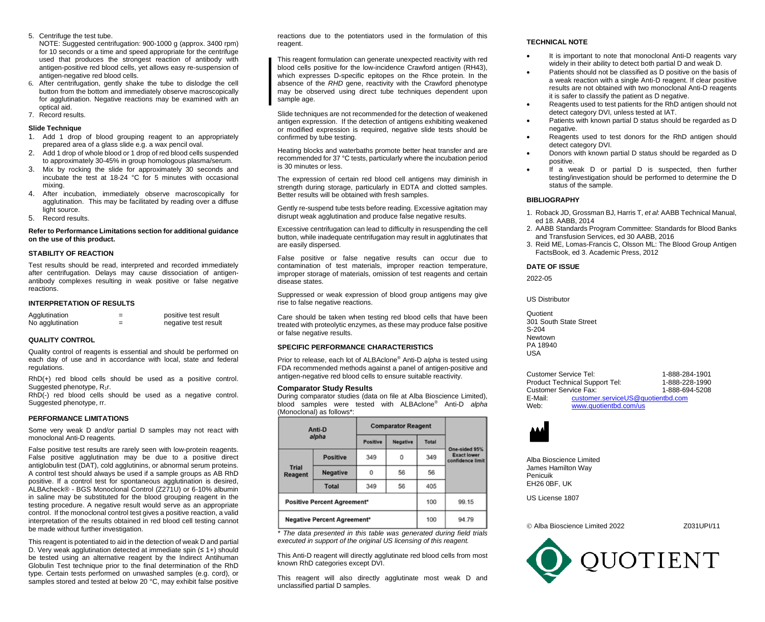5. Centrifuge the test tube.
   NOTE: Suggested centrifugation: 900-1000 g (approx. 3400 rpm) for 10 seconds or a time and speed appropriate for the centrifuge used that produces the strongest reaction of antibody with antigen-positive red blood cells, yet allows easy re-suspension of antigen-negative red blood cells.
6. After centrifugation, gently shake the tube to dislodge the cell button from the bottom and immediately observe macroscopically for agglutination. Negative reactions may be examined with an optical aid.
7. Record results.

**Slide Technique**

1. Add 1 drop of blood grouping reagent to an appropriately prepared area of a glass slide e.g. a wax pencil oval.
2. Add 1 drop of whole blood or 1 drop of red blood cells suspended to approximately 30-45% in group homologous plasma/serum.
3. Mix by rocking the slide for approximately 30 seconds and incubate the test at 18-24 °C for 5 minutes with occasional mixing.
4. After incubation, immediately observe macroscopically for agglutination. This may be facilitated by reading over a diffuse light source.
5. Record results.

**Refer to Performance Limitations section for additional guidance on the use of this product.**

## STABILITY OF REACTION

Test results should be read, interpreted and recorded immediately after centrifugation. Delays may cause dissociation of antigen-antibody complexes resulting in weak positive or false negative reactions.

## INTERPRETATION OF RESULTS

| | | |
|---|---|---|
| Agglutination | = | positive test result |
| No agglutination | = | negative test result |

## QUALITY CONTROL

Quality control of reagents is essential and should be performed on each day of use and in accordance with local, state and federal regulations.

RhD(+) red blood cells should be used as a positive control. Suggested phenotype, $R_1r$.

RhD(-) red blood cells should be used as a negative control. Suggested phenotype, rr.

## PERFORMANCE LIMITATIONS

Some very weak D and/or partial D samples may not react with monoclonal Anti-D reagents.

False positive test results are rarely seen with low-protein reagents. False positive agglutination may be due to a positive direct antiglobulin test (DAT), cold agglutinins, or abnormal serum proteins. A control test should always be used if a sample groups as AB RhD positive. If a control test for spontaneous agglutination is desired, ALBAcheck® - BGS Monoclonal Control (Z271U) or 6-10% albumin in saline may be substituted for the blood grouping reagent in the testing procedure. A negative result would serve as an appropriate control. If the monoclonal control test gives a positive reaction, a valid interpretation of the results obtained in red blood cell testing cannot be made without further investigation.

This reagent is potentiated to aid in the detection of weak D and partial D. Very weak agglutination detected at immediate spin (≤ 1+) should be tested using an alternative reagent by the Indirect Antihuman Globulin Test technique prior to the final determination of the RhD type. Certain tests performed on unwashed samples (e.g. cord), or samples stored and tested at below 20 °C, may exhibit false positive reactions due to the potentiators used in the formulation of this reagent.

This reagent formulation can generate unexpected reactivity with red blood cells positive for the low-incidence Crawford antigen (RH43), which expresses D-specific epitopes on the Rhce protein. In the absence of the *RHD* gene, reactivity with the Crawford phenotype may be observed using direct tube techniques dependent upon sample age.

Slide techniques are not recommended for the detection of weakened antigen expression. If the detection of antigens exhibiting weakened or modified expression is required, negative slide tests should be confirmed by tube testing.

Heating blocks and waterbaths promote better heat transfer and are recommended for 37 °C tests, particularly where the incubation period is 30 minutes or less.

The expression of certain red blood cell antigens may diminish in strength during storage, particularly in EDTA and clotted samples. Better results will be obtained with fresh samples.

Gently re-suspend tube tests before reading. Excessive agitation may disrupt weak agglutination and produce false negative results.

Excessive centrifugation can lead to difficulty in resuspending the cell button, while inadequate centrifugation may result in agglutinates that are easily dispersed.

False positive or false negative results can occur due to contamination of test materials, improper reaction temperature, improper storage of materials, omission of test reagents and certain disease states.

Suppressed or weak expression of blood group antigens may give rise to false negative reactions.

Care should be taken when testing red blood cells that have been treated with proteolytic enzymes, as these may produce false positive or false negative results.

## SPECIFIC PERFORMANCE CHARACTERISTICS

Prior to release, each lot of ALBAclone® Anti-D *alpha* is tested using FDA recommended methods against a panel of antigen-positive and antigen-negative red blood cells to ensure suitable reactivity.

**Comparator Study Results**

During comparator studies (data on file at Alba Bioscience Limited), blood samples were tested with ALBAclone® Anti-D *alpha* (Monoclonal) as follows*:

| Anti-D *alpha* | | Comparator Reagent | | | One-sided 95% Exact lower confidence limit |
|---|---|---|---|---|---|
| | | Positive | Negative | Total | |
| Trial Reagent | Positive | 349 | 0 | 349 | |
| | Negative | 0 | 56 | 56 | |
| | Total | 349 | 56 | 405 | |
| Positive Percent Agreement* | | | | 100 | 99.15 |
| Negative Percent Agreement* | | | | 100 | 94.79 |

*\* The data presented in this table was generated during field trials executed in support of the original US licensing of this reagent.*

This Anti-D reagent will directly agglutinate red blood cells from most known RhD categories except DVI.

This reagent will also directly agglutinate most weak D and unclassified partial D samples.

## TECHNICAL NOTE

- It is important to note that monoclonal Anti-D reagents vary widely in their ability to detect both partial D and weak D.
- Patients should not be classified as D positive on the basis of a weak reaction with a single Anti-D reagent. If clear positive results are not obtained with two monoclonal Anti-D reagents it is safer to classify the patient as D negative.
- Reagents used to test patients for the RhD antigen should not detect category DVI, unless tested at IAT.
- Patients with known partial D status should be regarded as D negative.
- Reagents used to test donors for the RhD antigen should detect category DVI.
- Donors with known partial D status should be regarded as D positive.
- If a weak D or partial D is suspected, then further testing/investigation should be performed to determine the D status of the sample.

## BIBLIOGRAPHY

1. Roback JD, Grossman BJ, Harris T, *et al*: AABB Technical Manual, ed 18. AABB, 2014
2. AABB Standards Program Committee: Standards for Blood Banks and Transfusion Services, ed 30 AABB, 2016
3. Reid ME, Lomas-Francis C, Olsson ML: The Blood Group Antigen FactsBook, ed 3. Academic Press, 2012

## DATE OF ISSUE

2022-05

US Distributor

Quotient
301 South State Street
S-204
Newtown
PA 18940
USA

| | | |
|---|---|---|
| Customer Service Tel: | | 1-888-284-1901 |
| Product Technical Support Tel: | | 1-888-228-1990 |
| Customer Service Fax: | | 1-888-694-5208 |
| E-Mail: | customer.serviceUS@quotientbd.com | |
| Web: | www.quotientbd.com/us | |

Alba Bioscience Limited
James Hamilton Way
Penicuik
EH26 0BF, UK

US License 1807

© Alba Bioscience Limited 2022 Z031UPI/11

QUOTIENT